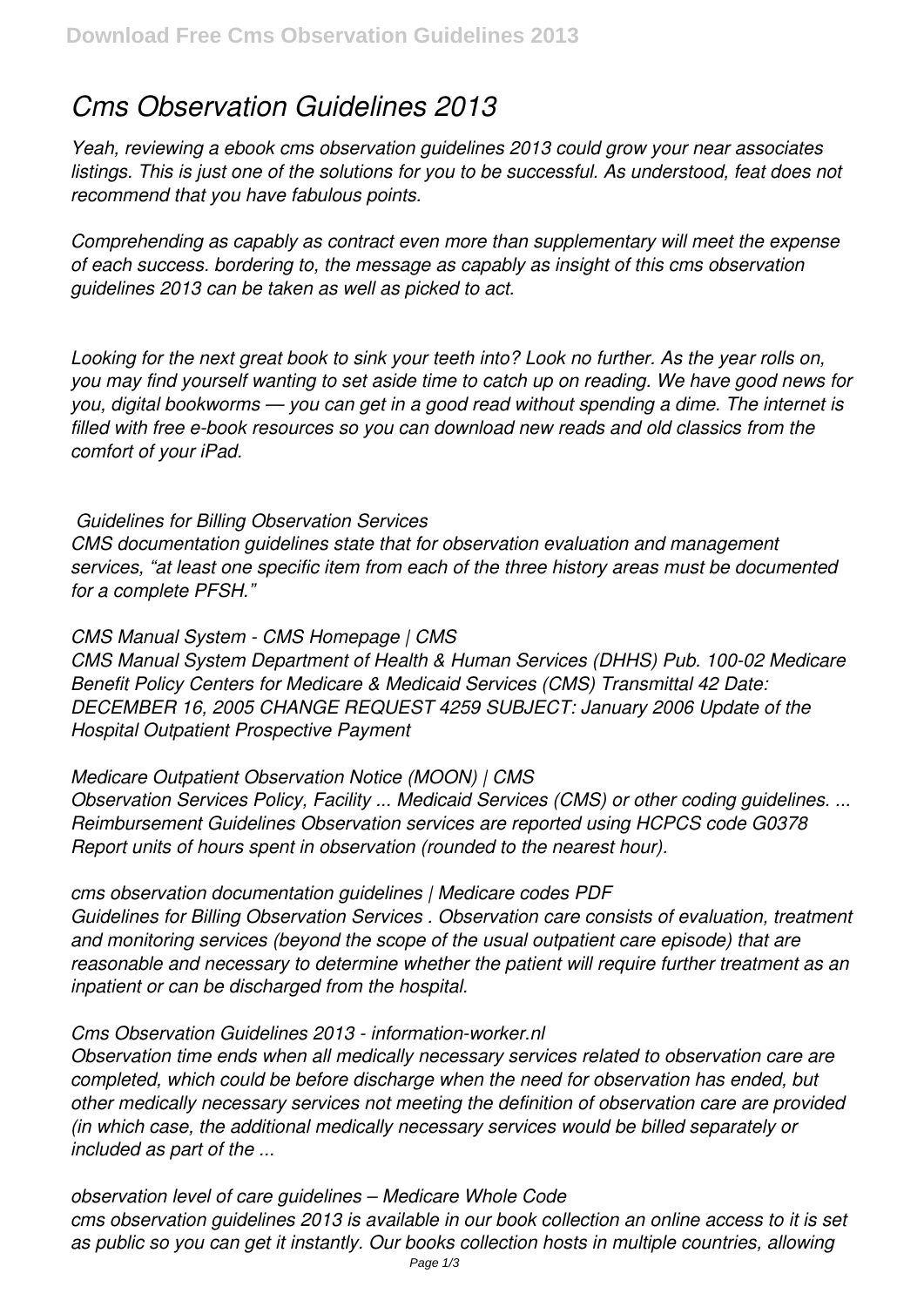# *Cms Observation Guidelines 2013*

*Yeah, reviewing a ebook cms observation guidelines 2013 could grow your near associates listings. This is just one of the solutions for you to be successful. As understood, feat does not recommend that you have fabulous points.*

*Comprehending as capably as contract even more than supplementary will meet the expense of each success. bordering to, the message as capably as insight of this cms observation guidelines 2013 can be taken as well as picked to act.*

*Looking for the next great book to sink your teeth into? Look no further. As the year rolls on, you may find yourself wanting to set aside time to catch up on reading. We have good news for you, digital bookworms — you can get in a good read without spending a dime. The internet is filled with free e-book resources so you can download new reads and old classics from the comfort of your iPad.*

***Guidelines for Billing Observation Services***

*CMS documentation guidelines state that for observation evaluation and management services, "at least one specific item from each of the three history areas must be documented for a complete PFSH."*

***CMS Manual System - CMS Homepage | CMS***

*CMS Manual System Department of Health & Human Services (DHHS) Pub. 100-02 Medicare Benefit Policy Centers for Medicare & Medicaid Services (CMS) Transmittal 42 Date: DECEMBER 16, 2005 CHANGE REQUEST 4259 SUBJECT: January 2006 Update of the Hospital Outpatient Prospective Payment*

***Medicare Outpatient Observation Notice (MOON) | CMS***

*Observation Services Policy, Facility ... Medicaid Services (CMS) or other coding guidelines. ... Reimbursement Guidelines Observation services are reported using HCPCS code G0378 Report units of hours spent in observation (rounded to the nearest hour).*

***cms observation documentation guidelines | Medicare codes PDF***

*Guidelines for Billing Observation Services . Observation care consists of evaluation, treatment and monitoring services (beyond the scope of the usual outpatient care episode) that are reasonable and necessary to determine whether the patient will require further treatment as an inpatient or can be discharged from the hospital.*

***Cms Observation Guidelines 2013 - information-worker.nl***

*Observation time ends when all medically necessary services related to observation care are completed, which could be before discharge when the need for observation has ended, but other medically necessary services not meeting the definition of observation care are provided (in which case, the additional medically necessary services would be billed separately or included as part of the ...*

***observation level of care guidelines – Medicare Whole Code***

*cms observation guidelines 2013 is available in our book collection an online access to it is set as public so you can get it instantly. Our books collection hosts in multiple countries, allowing*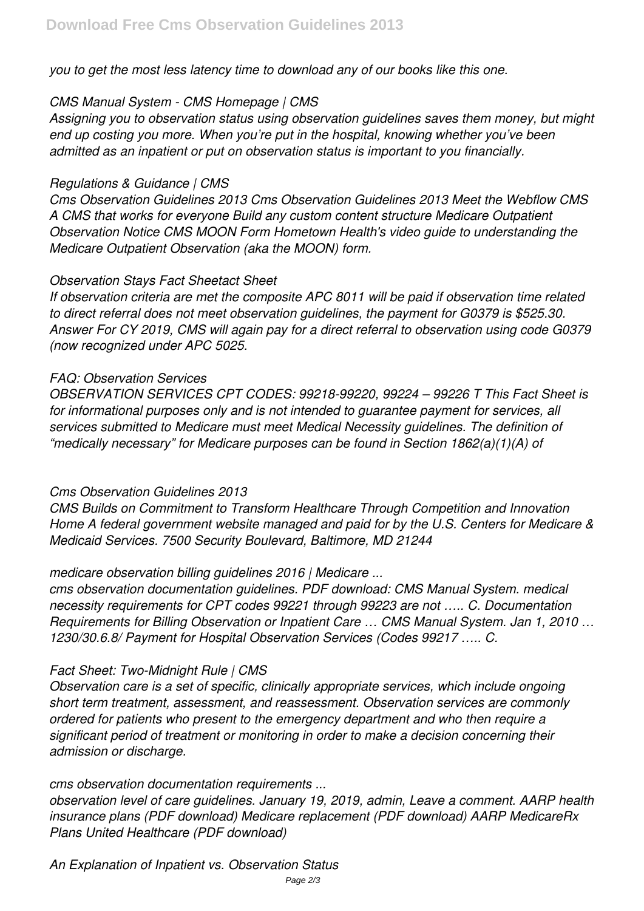*you to get the most less latency time to download any of our books like this one.*

### *CMS Manual System - CMS Homepage | CMS*

*Assigning you to observation status using observation guidelines saves them money, but might end up costing you more. When you're put in the hospital, knowing whether you've been admitted as an inpatient or put on observation status is important to you financially.*

### *Regulations & Guidance | CMS*

*Cms Observation Guidelines 2013 Cms Observation Guidelines 2013 Meet the Webflow CMS A CMS that works for everyone Build any custom content structure Medicare Outpatient Observation Notice CMS MOON Form Hometown Health's video guide to understanding the Medicare Outpatient Observation (aka the MOON) form.*

### *Observation Stays Fact Sheetact Sheet*

*If observation criteria are met the composite APC 8011 will be paid if observation time related to direct referral does not meet observation guidelines, the payment for G0379 is $525.30. Answer For CY 2019, CMS will again pay for a direct referral to observation using code G0379 (now recognized under APC 5025.*

### *FAQ: Observation Services*

*OBSERVATION SERVICES CPT CODES: 99218-99220, 99224 – 99226 T This Fact Sheet is for informational purposes only and is not intended to guarantee payment for services, all services submitted to Medicare must meet Medical Necessity guidelines. The definition of "medically necessary" for Medicare purposes can be found in Section 1862(a)(1)(A) of*

### *Cms Observation Guidelines 2013*

*CMS Builds on Commitment to Transform Healthcare Through Competition and Innovation Home A federal government website managed and paid for by the U.S. Centers for Medicare & Medicaid Services. 7500 Security Boulevard, Baltimore, MD 21244*

### *medicare observation billing guidelines 2016 | Medicare ...*

*cms observation documentation guidelines. PDF download: CMS Manual System. medical necessity requirements for CPT codes 99221 through 99223 are not ….. C. Documentation Requirements for Billing Observation or Inpatient Care … CMS Manual System. Jan 1, 2010 … 1230/30.6.8/ Payment for Hospital Observation Services (Codes 99217 ….. C.*

### *Fact Sheet: Two-Midnight Rule | CMS*

*Observation care is a set of specific, clinically appropriate services, which include ongoing short term treatment, assessment, and reassessment. Observation services are commonly ordered for patients who present to the emergency department and who then require a significant period of treatment or monitoring in order to make a decision concerning their admission or discharge.*

### *cms observation documentation requirements ...*

*observation level of care guidelines. January 19, 2019, admin, Leave a comment. AARP health insurance plans (PDF download) Medicare replacement (PDF download) AARP MedicareRx Plans United Healthcare (PDF download)*

### *An Explanation of Inpatient vs. Observation Status*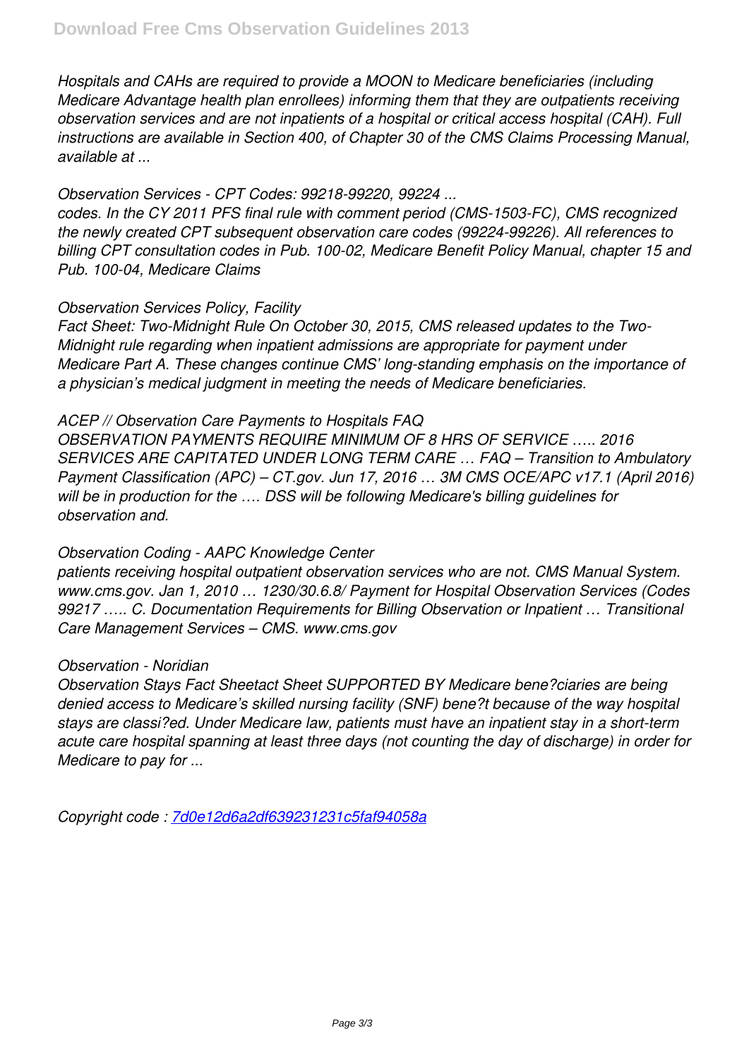*Hospitals and CAHs are required to provide a MOON to Medicare beneficiaries (including Medicare Advantage health plan enrollees) informing them that they are outpatients receiving observation services and are not inpatients of a hospital or critical access hospital (CAH). Full instructions are available in Section 400, of Chapter 30 of the CMS Claims Processing Manual, available at ...*

*Observation Services - CPT Codes: 99218-99220, 99224 ...*

*codes. In the CY 2011 PFS final rule with comment period (CMS-1503-FC), CMS recognized the newly created CPT subsequent observation care codes (99224-99226). All references to billing CPT consultation codes in Pub. 100-02, Medicare Benefit Policy Manual, chapter 15 and Pub. 100-04, Medicare Claims*

*Observation Services Policy, Facility*

*Fact Sheet: Two-Midnight Rule On October 30, 2015, CMS released updates to the Two-Midnight rule regarding when inpatient admissions are appropriate for payment under Medicare Part A. These changes continue CMS' long-standing emphasis on the importance of a physician's medical judgment in meeting the needs of Medicare beneficiaries.*

*ACEP // Observation Care Payments to Hospitals FAQ*

*OBSERVATION PAYMENTS REQUIRE MINIMUM OF 8 HRS OF SERVICE ….. 2016 SERVICES ARE CAPITATED UNDER LONG TERM CARE … FAQ – Transition to Ambulatory Payment Classification (APC) – CT.gov. Jun 17, 2016 … 3M CMS OCE/APC v17.1 (April 2016) will be in production for the …. DSS will be following Medicare's billing guidelines for observation and.*

*Observation Coding - AAPC Knowledge Center*

*patients receiving hospital outpatient observation services who are not. CMS Manual System. www.cms.gov. Jan 1, 2010 … 1230/30.6.8/ Payment for Hospital Observation Services (Codes 99217 ….. C. Documentation Requirements for Billing Observation or Inpatient … Transitional Care Management Services – CMS. www.cms.gov*

*Observation - Noridian*

*Observation Stays Fact Sheetact Sheet SUPPORTED BY Medicare bene?ciaries are being denied access to Medicare's skilled nursing facility (SNF) bene?t because of the way hospital stays are classi?ed. Under Medicare law, patients must have an inpatient stay in a short-term acute care hospital spanning at least three days (not counting the day of discharge) in order for Medicare to pay for ...*

*Copyright code : [7d0e12d6a2df639231231c5faf94058a]()*